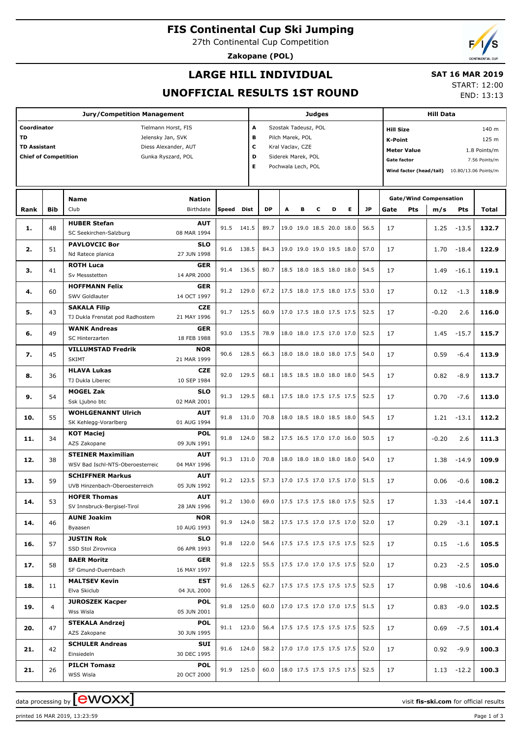# FIS Continental Cup Ski Jumping

27th Continental Cup Competition

**Zakopane (POL)**

## LARGE HILL INDIVIDUAL

## UNOFFICIAL RESULTS 1ST ROUND

**SAT 16 MAR 2019**

START: 12:00
END: 13:13

| Jury/Competition Management | | Judges | | Hill Data | |
|---|---|---|---|---|---|
| Coordinator | Tielmann Horst, FIS | A | Szostak Tadeusz, POL | Hill Size | 140 m |
| TD | Jelensky Jan, SVK | B | Pilch Marek, POL | K-Point | 125 m |
| TD Assistant | Diess Alexander, AUT | C | Kral Vaclav, CZE | Meter Value | 1.8 Points/m |
| Chief of Competition | Gunka Ryszard, POL | D | Siderek Marek, POL | Gate factor | 7.56 Points/m |
| | | E | Pochwala Lech, POL | Wind factor (head/tail) | 10.80/13.06 Points/m |

| Rank | Bib | Name / Club | Nation / Birthdate | Speed | Dist | DP | A | B | C | D | E | JP | Gate | Pts | m/s | Pts | Total |
|---|---|---|---|---|---|---|---|---|---|---|---|---|---|---|---|---|---|
| 1. | 48 | **HUBER Stefan** SC Seekirchen-Salzburg | **AUT** 08 MAR 1994 | 91.5 | 141.5 | 89.7 | 19.0 | 19.0 | 18.5 | 20.0 | 18.0 | 56.5 | 17 | | 1.25 | -13.5 | **132.7** |
| 2. | 51 | **PAVLOVCIC Bor** Nd Ratece planica | **SLO** 27 JUN 1998 | 91.6 | 138.5 | 84.3 | 19.0 | 19.0 | 19.0 | 19.5 | 18.0 | 57.0 | 17 | | 1.70 | -18.4 | **122.9** |
| 3. | 41 | **ROTH Luca** Sv Messstetten | **GER** 14 APR 2000 | 91.4 | 136.5 | 80.7 | 18.5 | 18.0 | 18.5 | 18.0 | 18.0 | 54.5 | 17 | | 1.49 | -16.1 | **119.1** |
| 4. | 60 | **HOFFMANN Felix** SWV Goldlauter | **GER** 14 OCT 1997 | 91.2 | 129.0 | 67.2 | 17.5 | 18.0 | 17.5 | 18.0 | 17.5 | 53.0 | 17 | | 0.12 | -1.3 | **118.9** |
| 5. | 43 | **SAKALA Filip** TJ Dukla Frenstat pod Radhostem | **CZE** 21 MAY 1996 | 91.7 | 125.5 | 60.9 | 17.0 | 17.5 | 18.0 | 17.5 | 17.5 | 52.5 | 17 | | -0.20 | 2.6 | **116.0** |
| 6. | 49 | **WANK Andreas** SC Hinterzarten | **GER** 18 FEB 1988 | 93.0 | 135.5 | 78.9 | 18.0 | 18.0 | 17.5 | 17.0 | 17.0 | 52.5 | 17 | | 1.45 | -15.7 | **115.7** |
| 7. | 45 | **VILLUMSTAD Fredrik** SKIMT | **NOR** 21 MAR 1999 | 90.6 | 128.5 | 66.3 | 18.0 | 18.0 | 18.0 | 18.0 | 17.5 | 54.0 | 17 | | 0.59 | -6.4 | **113.9** |
| 8. | 36 | **HLAVA Lukas** TJ Dukla Liberec | **CZE** 10 SEP 1984 | 92.0 | 129.5 | 68.1 | 18.5 | 18.5 | 18.0 | 18.0 | 18.0 | 54.5 | 17 | | 0.82 | -8.9 | **113.7** |
| 9. | 54 | **MOGEL Zak** Ssk Ljubno btc | **SLO** 02 MAR 2001 | 91.3 | 129.5 | 68.1 | 17.5 | 18.0 | 17.5 | 17.5 | 17.5 | 52.5 | 17 | | 0.70 | -7.6 | **113.0** |
| 10. | 55 | **WOHLGENANNT Ulrich** SK Kehlegg-Vorarlberg | **AUT** 01 AUG 1994 | 91.8 | 131.0 | 70.8 | 18.0 | 18.5 | 18.0 | 18.5 | 18.0 | 54.5 | 17 | | 1.21 | -13.1 | **112.2** |
| 11. | 34 | **KOT Maciej** AZS Zakopane | **POL** 09 JUN 1991 | 91.8 | 124.0 | 58.2 | 17.5 | 16.5 | 17.0 | 17.0 | 16.0 | 50.5 | 17 | | -0.20 | 2.6 | **111.3** |
| 12. | 38 | **STEINER Maximilian** WSV Bad Ischl-NTS-Oberoesterreic | **AUT** 04 MAY 1996 | 91.3 | 131.0 | 70.8 | 18.0 | 18.0 | 18.0 | 18.0 | 18.0 | 54.0 | 17 | | 1.38 | -14.9 | **109.9** |
| 13. | 59 | **SCHIFFNER Markus** UVB Hinzenbach-Oberoesterreich | **AUT** 05 JUN 1992 | 91.2 | 123.5 | 57.3 | 17.0 | 17.5 | 17.0 | 17.5 | 17.0 | 51.5 | 17 | | 0.06 | -0.6 | **108.2** |
| 14. | 53 | **HOFER Thomas** SV Innsbruck-Bergisel-Tirol | **AUT** 28 JAN 1996 | 91.2 | 130.0 | 69.0 | 17.5 | 17.5 | 17.5 | 18.0 | 17.5 | 52.5 | 17 | | 1.33 | -14.4 | **107.1** |
| 14. | 46 | **AUNE Joakim** Byaasen | **NOR** 10 AUG 1993 | 91.9 | 124.0 | 58.2 | 17.5 | 17.5 | 17.0 | 17.5 | 17.0 | 52.0 | 17 | | 0.29 | -3.1 | **107.1** |
| 16. | 57 | **JUSTIN Rok** SSD Stol Zirovnica | **SLO** 06 APR 1993 | 91.8 | 122.0 | 54.6 | 17.5 | 17.5 | 17.5 | 17.5 | 17.5 | 52.5 | 17 | | 0.15 | -1.6 | **105.5** |
| 17. | 58 | **BAER Moritz** SF Gmund-Duernbach | **GER** 16 MAY 1997 | 91.8 | 122.5 | 55.5 | 17.5 | 17.0 | 17.0 | 17.5 | 17.5 | 52.0 | 17 | | 0.23 | -2.5 | **105.0** |
| 18. | 11 | **MALTSEV Kevin** Elva Skiclub | **EST** 04 JUL 2000 | 91.6 | 126.5 | 62.7 | 17.5 | 17.5 | 17.5 | 17.5 | 17.5 | 52.5 | 17 | | 0.98 | -10.6 | **104.6** |
| 19. | 4 | **JUROSZEK Kacper** Wss Wisla | **POL** 05 JUN 2001 | 91.8 | 125.0 | 60.0 | 17.0 | 17.5 | 17.0 | 17.0 | 17.5 | 51.5 | 17 | | 0.83 | -9.0 | **102.5** |
| 20. | 47 | **STEKALA Andrzej** AZS Zakopane | **POL** 30 JUN 1995 | 91.1 | 123.0 | 56.4 | 17.5 | 17.5 | 17.5 | 17.5 | 17.5 | 52.5 | 17 | | 0.69 | -7.5 | **101.4** |
| 21. | 42 | **SCHULER Andreas** Einsiedeln | **SUI** 30 DEC 1995 | 91.6 | 124.0 | 58.2 | 17.0 | 17.0 | 17.5 | 17.5 | 17.5 | 52.0 | 17 | | 0.92 | -9.9 | **100.3** |
| 21. | 26 | **PILCH Tomasz** WSS Wisla | **POL** 20 OCT 2000 | 91.9 | 125.0 | 60.0 | 18.0 | 17.5 | 17.5 | 17.5 | 17.5 | 52.5 | 17 | | 1.13 | -12.2 | **100.3** |

data processing by [ewoxx] — visit **fis-ski.com** for official results

printed 16 MAR 2019, 13:23:59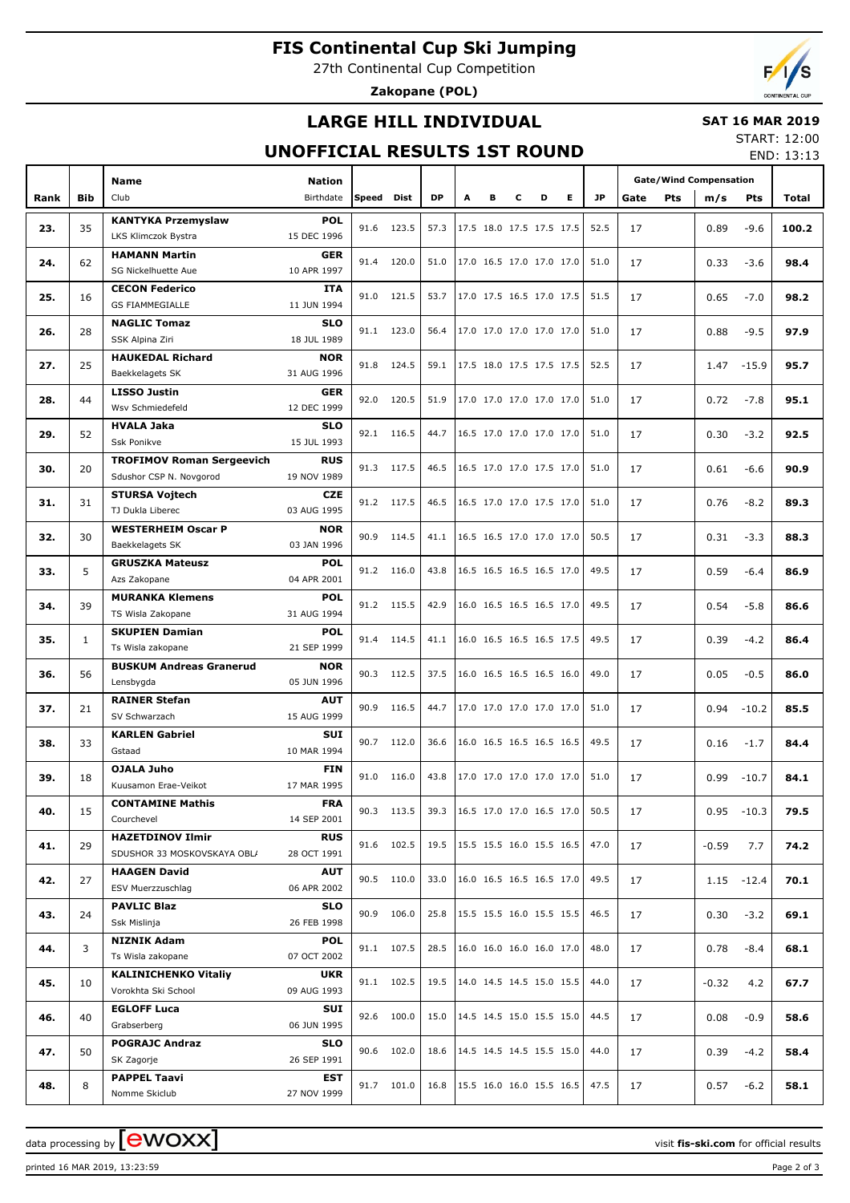# FIS Continental Cup Ski Jumping

27th Continental Cup Competition

**Zakopane (POL)**

## LARGE HILL INDIVIDUAL

**SAT 16 MAR 2019**

START: 12:00

END: 13:13

## UNOFFICIAL RESULTS 1ST ROUND

| Rank | Bib | Name / Club | Nation / Birthdate | Speed | Dist | DP | A | B | C | D | E | JP | Gate | Pts | m/s | Pts | Total |
|---|---|---|---|---|---|---|---|---|---|---|---|---|---|---|---|---|---|
| 23. | 35 | **KANTYKA Przemyslaw** LKS Klimczok Bystra | **POL** 15 DEC 1996 | 91.6 | 123.5 | 57.3 | 17.5 | 18.0 | 17.5 | 17.5 | 17.5 | 52.5 | 17 | | 0.89 | -9.6 | **100.2** |
| 24. | 62 | **HAMANN Martin** SG Nickelhuette Aue | **GER** 10 APR 1997 | 91.4 | 120.0 | 51.0 | 17.0 | 16.5 | 17.0 | 17.0 | 17.0 | 51.0 | 17 | | 0.33 | -3.6 | **98.4** |
| 25. | 16 | **CECON Federico** GS FIAMMEGIALLE | **ITA** 11 JUN 1994 | 91.0 | 121.5 | 53.7 | 17.0 | 17.5 | 16.5 | 17.0 | 17.5 | 51.5 | 17 | | 0.65 | -7.0 | **98.2** |
| 26. | 28 | **NAGLIC Tomaz** SSK Alpina Ziri | **SLO** 18 JUL 1989 | 91.1 | 123.0 | 56.4 | 17.0 | 17.0 | 17.0 | 17.0 | 17.0 | 51.0 | 17 | | 0.88 | -9.5 | **97.9** |
| 27. | 25 | **HAUKEDAL Richard** Baekkelagets SK | **NOR** 31 AUG 1996 | 91.8 | 124.5 | 59.1 | 17.5 | 18.0 | 17.5 | 17.5 | 17.5 | 52.5 | 17 | | 1.47 | -15.9 | **95.7** |
| 28. | 44 | **LISSO Justin** Wsv Schmiedefeld | **GER** 12 DEC 1999 | 92.0 | 120.5 | 51.9 | 17.0 | 17.0 | 17.0 | 17.0 | 17.0 | 51.0 | 17 | | 0.72 | -7.8 | **95.1** |
| 29. | 52 | **HVALA Jaka** Ssk Ponikve | **SLO** 15 JUL 1993 | 92.1 | 116.5 | 44.7 | 16.5 | 17.0 | 17.0 | 17.0 | 17.0 | 51.0 | 17 | | 0.30 | -3.2 | **92.5** |
| 30. | 20 | **TROFIMOV Roman Sergeevich** Sdushor CSP N. Novgorod | **RUS** 19 NOV 1989 | 91.3 | 117.5 | 46.5 | 16.5 | 17.0 | 17.0 | 17.5 | 17.0 | 51.0 | 17 | | 0.61 | -6.6 | **90.9** |
| 31. | 31 | **STURSA Vojtech** TJ Dukla Liberec | **CZE** 03 AUG 1995 | 91.2 | 117.5 | 46.5 | 16.5 | 17.0 | 17.0 | 17.5 | 17.0 | 51.0 | 17 | | 0.76 | -8.2 | **89.3** |
| 32. | 30 | **WESTERHEIM Oscar P** Baekkelagets SK | **NOR** 03 JAN 1996 | 90.9 | 114.5 | 41.1 | 16.5 | 16.5 | 17.0 | 17.0 | 17.0 | 50.5 | 17 | | 0.31 | -3.3 | **88.3** |
| 33. | 5 | **GRUSZKA Mateusz** Azs Zakopane | **POL** 04 APR 2001 | 91.2 | 116.0 | 43.8 | 16.5 | 16.5 | 16.5 | 16.5 | 17.0 | 49.5 | 17 | | 0.59 | -6.4 | **86.9** |
| 34. | 39 | **MURANKA Klemens** TS Wisla Zakopane | **POL** 31 AUG 1994 | 91.2 | 115.5 | 42.9 | 16.0 | 16.5 | 16.5 | 16.5 | 17.0 | 49.5 | 17 | | 0.54 | -5.8 | **86.6** |
| 35. | 1 | **SKUPIEN Damian** Ts Wisla zakopane | **POL** 21 SEP 1999 | 91.4 | 114.5 | 41.1 | 16.0 | 16.5 | 16.5 | 16.5 | 17.5 | 49.5 | 17 | | 0.39 | -4.2 | **86.4** |
| 36. | 56 | **BUSKUM Andreas Granerud** Lensbygda | **NOR** 05 JUN 1996 | 90.3 | 112.5 | 37.5 | 16.0 | 16.5 | 16.5 | 16.5 | 16.0 | 49.0 | 17 | | 0.05 | -0.5 | **86.0** |
| 37. | 21 | **RAINER Stefan** SV Schwarzach | **AUT** 15 AUG 1999 | 90.9 | 116.5 | 44.7 | 17.0 | 17.0 | 17.0 | 17.0 | 17.0 | 51.0 | 17 | | 0.94 | -10.2 | **85.5** |
| 38. | 33 | **KARLEN Gabriel** Gstaad | **SUI** 10 MAR 1994 | 90.7 | 112.0 | 36.6 | 16.0 | 16.5 | 16.5 | 16.5 | 16.5 | 49.5 | 17 | | 0.16 | -1.7 | **84.4** |
| 39. | 18 | **OJALA Juho** Kuusamon Erae-Veikot | **FIN** 17 MAR 1995 | 91.0 | 116.0 | 43.8 | 17.0 | 17.0 | 17.0 | 17.0 | 17.0 | 51.0 | 17 | | 0.99 | -10.7 | **84.1** |
| 40. | 15 | **CONTAMINE Mathis** Courchevel | **FRA** 14 SEP 2001 | 90.3 | 113.5 | 39.3 | 16.5 | 17.0 | 17.0 | 16.5 | 17.0 | 50.5 | 17 | | 0.95 | -10.3 | **79.5** |
| 41. | 29 | **HAZETDINOV Ilmir** SDUSHOR 33 MOSKOVSKAYA OBL/ | **RUS** 28 OCT 1991 | 91.6 | 102.5 | 19.5 | 15.5 | 15.5 | 16.0 | 15.5 | 16.5 | 47.0 | 17 | | -0.59 | 7.7 | **74.2** |
| 42. | 27 | **HAAGEN David** ESV Muerzzuschlag | **AUT** 06 APR 2002 | 90.5 | 110.0 | 33.0 | 16.0 | 16.5 | 16.5 | 16.5 | 17.0 | 49.5 | 17 | | 1.15 | -12.4 | **70.1** |
| 43. | 24 | **PAVLIC Blaz** Ssk Mislinja | **SLO** 26 FEB 1998 | 90.9 | 106.0 | 25.8 | 15.5 | 15.5 | 16.0 | 15.5 | 15.5 | 46.5 | 17 | | 0.30 | -3.2 | **69.1** |
| 44. | 3 | **NIZNIK Adam** Ts Wisla zakopane | **POL** 07 OCT 2002 | 91.1 | 107.5 | 28.5 | 16.0 | 16.0 | 16.0 | 16.0 | 17.0 | 48.0 | 17 | | 0.78 | -8.4 | **68.1** |
| 45. | 10 | **KALINICHENKO Vitaliy** Vorokhta Ski School | **UKR** 09 AUG 1993 | 91.1 | 102.5 | 19.5 | 14.0 | 14.5 | 14.5 | 15.0 | 15.5 | 44.0 | 17 | | -0.32 | 4.2 | **67.7** |
| 46. | 40 | **EGLOFF Luca** Grabserberg | **SUI** 06 JUN 1995 | 92.6 | 100.0 | 15.0 | 14.5 | 14.5 | 15.0 | 15.5 | 15.0 | 44.5 | 17 | | 0.08 | -0.9 | **58.6** |
| 47. | 50 | **POGRAJC Andraz** SK Zagorje | **SLO** 26 SEP 1991 | 90.6 | 102.0 | 18.6 | 14.5 | 14.5 | 14.5 | 15.5 | 15.0 | 44.0 | 17 | | 0.39 | -4.2 | **58.4** |
| 48. | 8 | **PAPPEL Taavi** Nomme Skiclub | **EST** 27 NOV 1999 | 91.7 | 101.0 | 16.8 | 15.5 | 16.0 | 16.0 | 15.5 | 16.5 | 47.5 | 17 | | 0.57 | -6.2 | **58.1** |

data processing by [ewoxx] — visit **fis-ski.com** for official results

printed 16 MAR 2019, 13:23:59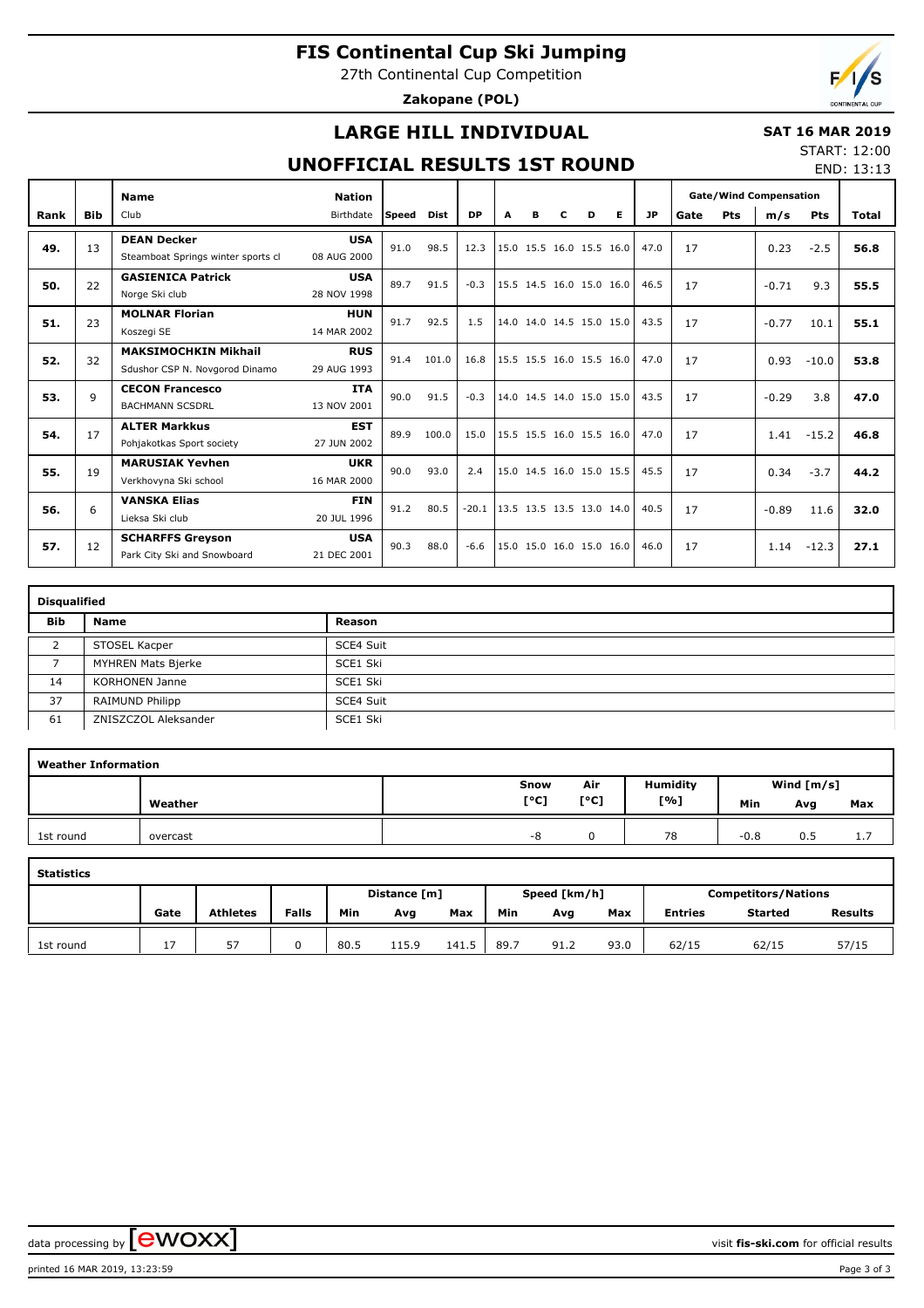# FIS Continental Cup Ski Jumping

27th Continental Cup Competition

**Zakopane (POL)**

## LARGE HILL INDIVIDUAL

**SAT 16 MAR 2019**

START: 12:00

END: 13:13

## UNOFFICIAL RESULTS 1ST ROUND

| Rank | Bib | Name / Club | Nation / Birthdate | Speed | Dist | DP | A | B | C | D | E | JP | Gate | Pts | m/s | Pts | Total |
|---|---|---|---|---|---|---|---|---|---|---|---|---|---|---|---|---|---|
| 49. | 13 | **DEAN Decker** Steamboat Springs winter sports cl | **USA** 08 AUG 2000 | 91.0 | 98.5 | 12.3 | 15.0 | 15.5 | 16.0 | 15.5 | 16.0 | 47.0 | 17 | | 0.23 | -2.5 | **56.8** |
| 50. | 22 | **GASIENICA Patrick** Norge Ski club | **USA** 28 NOV 1998 | 89.7 | 91.5 | -0.3 | 15.5 | 14.5 | 16.0 | 15.0 | 16.0 | 46.5 | 17 | | -0.71 | 9.3 | **55.5** |
| 51. | 23 | **MOLNAR Florian** Koszegi SE | **HUN** 14 MAR 2002 | 91.7 | 92.5 | 1.5 | 14.0 | 14.0 | 14.5 | 15.0 | 15.0 | 43.5 | 17 | | -0.77 | 10.1 | **55.1** |
| 52. | 32 | **MAKSIMOCHKIN Mikhail** Sdushor CSP N. Novgorod Dinamo | **RUS** 29 AUG 1993 | 91.4 | 101.0 | 16.8 | 15.5 | 15.5 | 16.0 | 15.5 | 16.0 | 47.0 | 17 | | 0.93 | -10.0 | **53.8** |
| 53. | 9 | **CECON Francesco** BACHMANN SCSDRL | **ITA** 13 NOV 2001 | 90.0 | 91.5 | -0.3 | 14.0 | 14.5 | 14.0 | 15.0 | 15.0 | 43.5 | 17 | | -0.29 | 3.8 | **47.0** |
| 54. | 17 | **ALTER Markkus** Pohjakotkas Sport society | **EST** 27 JUN 2002 | 89.9 | 100.0 | 15.0 | 15.5 | 15.5 | 16.0 | 15.5 | 16.0 | 47.0 | 17 | | 1.41 | -15.2 | **46.8** |
| 55. | 19 | **MARUSIAK Yevhen** Verkhovyna Ski school | **UKR** 16 MAR 2000 | 90.0 | 93.0 | 2.4 | 15.0 | 14.5 | 16.0 | 15.0 | 15.5 | 45.5 | 17 | | 0.34 | -3.7 | **44.2** |
| 56. | 6 | **VANSKA Elias** Lieksa Ski club | **FIN** 20 JUL 1996 | 91.2 | 80.5 | -20.1 | 13.5 | 13.5 | 13.5 | 13.0 | 14.0 | 40.5 | 17 | | -0.89 | 11.6 | **32.0** |
| 57. | 12 | **SCHARFFS Greyson** Park City Ski and Snowboard | **USA** 21 DEC 2001 | 90.3 | 88.0 | -6.6 | 15.0 | 15.0 | 16.0 | 15.0 | 16.0 | 46.0 | 17 | | 1.14 | -12.3 | **27.1** |

**Disqualified**

| Bib | Name | Reason |
|---|---|---|
| 2 | STOSEL Kacper | SCE4 Suit |
| 7 | MYHREN Mats Bjerke | SCE1 Ski |
| 14 | KORHONEN Janne | SCE1 Ski |
| 37 | RAIMUND Philipp | SCE4 Suit |
| 61 | ZNISZCZOL Aleksander | SCE1 Ski |

**Weather Information**

| | Weather | Snow [°C] | Air [°C] | Humidity [%] | Wind [m/s] Min | Avg | Max |
|---|---|---|---|---|---|---|---|
| 1st round | overcast | -8 | 0 | 78 | -0.8 | 0.5 | 1.7 |

**Statistics**

| | Gate | Athletes | Falls | Distance [m] Min | Avg | Max | Speed [km/h] Min | Avg | Max | Competitors/Nations Entries | Started | Results |
|---|---|---|---|---|---|---|---|---|---|---|---|---|
| 1st round | 17 | 57 | 0 | 80.5 | 115.9 | 141.5 | 89.7 | 91.2 | 93.0 | 62/15 | 62/15 | 57/15 |

data processing by ewoxx — visit fis-ski.com for official results

printed 16 MAR 2019, 13:23:59